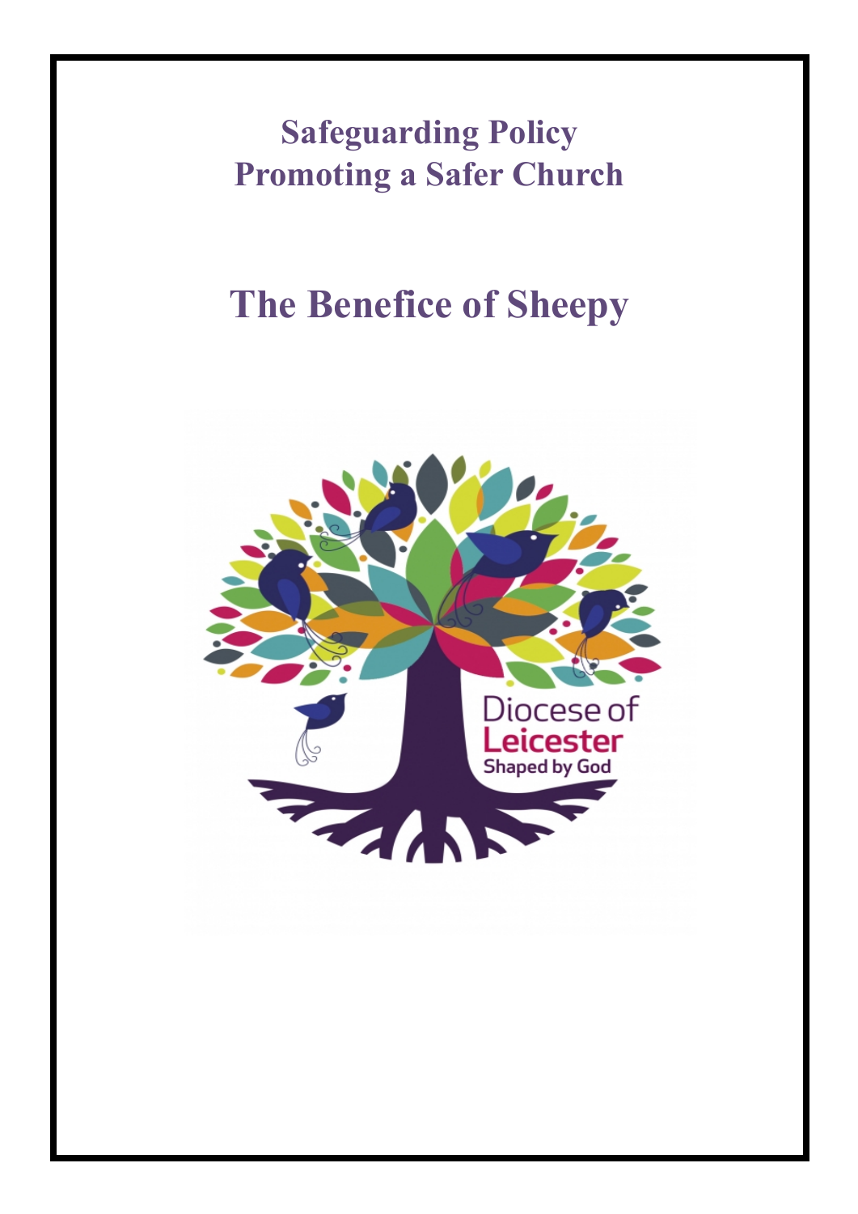# Safeguarding Policy
# Promoting a Safer Church

# The Benefice of Sheepy

Diocese of Leicester
Shaped by God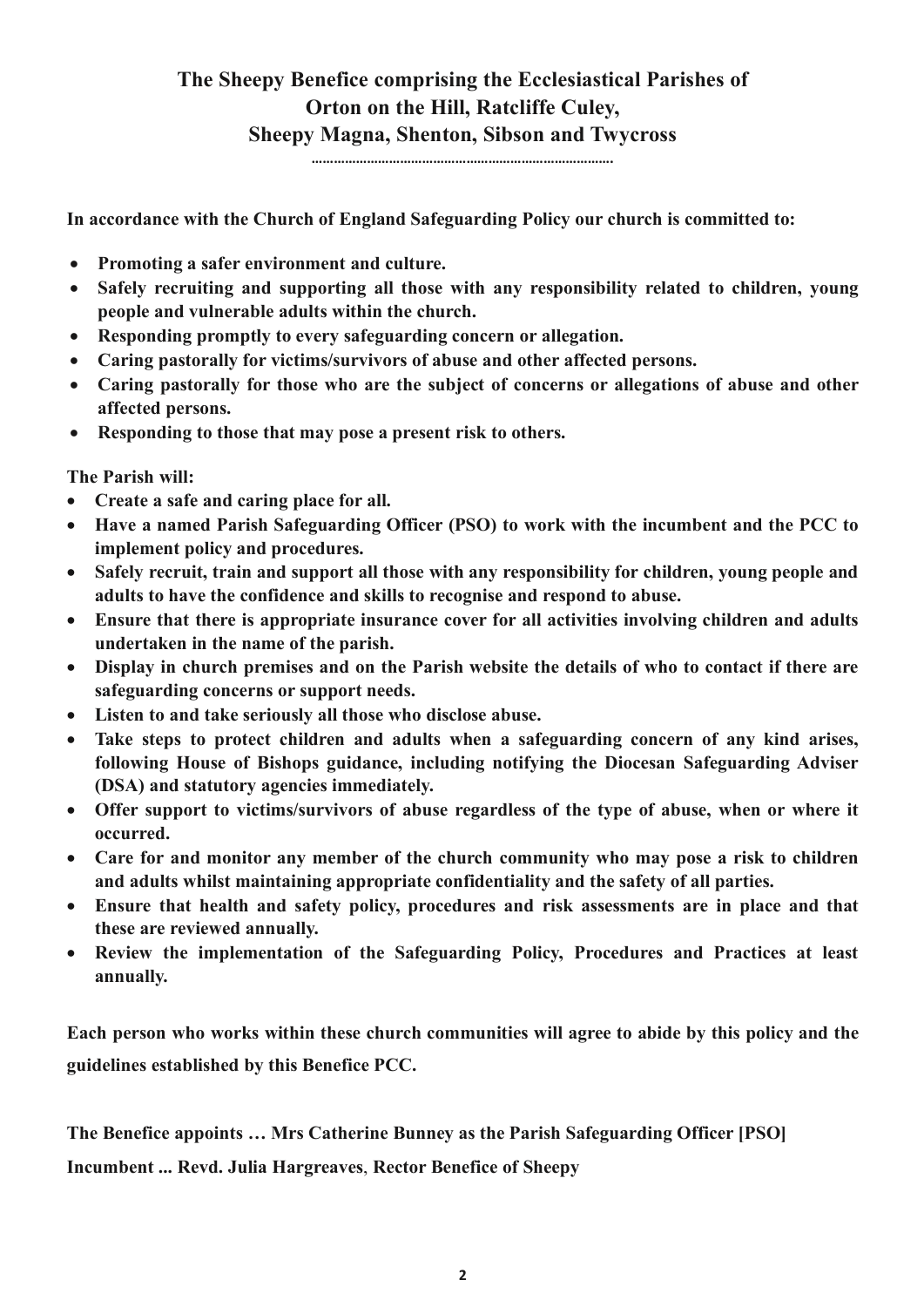# The Sheepy Benefice comprising the Ecclesiastical Parishes of Orton on the Hill, Ratcliffe Culey, Sheepy Magna, Shenton, Sibson and Twycross

**In accordance with the Church of England Safeguarding Policy our church is committed to:**

- **Promoting a safer environment and culture.**
- **Safely recruiting and supporting all those with any responsibility related to children, young people and vulnerable adults within the church.**
- **Responding promptly to every safeguarding concern or allegation.**
- **Caring pastorally for victims/survivors of abuse and other affected persons.**
- **Caring pastorally for those who are the subject of concerns or allegations of abuse and other affected persons.**
- **Responding to those that may pose a present risk to others.**

**The Parish will:**

- **Create a safe and caring place for all.**
- **Have a named Parish Safeguarding Officer (PSO) to work with the incumbent and the PCC to implement policy and procedures.**
- **Safely recruit, train and support all those with any responsibility for children, young people and adults to have the confidence and skills to recognise and respond to abuse.**
- **Ensure that there is appropriate insurance cover for all activities involving children and adults undertaken in the name of the parish.**
- **Display in church premises and on the Parish website the details of who to contact if there are safeguarding concerns or support needs.**
- **Listen to and take seriously all those who disclose abuse.**
- **Take steps to protect children and adults when a safeguarding concern of any kind arises, following House of Bishops guidance, including notifying the Diocesan Safeguarding Adviser (DSA) and statutory agencies immediately.**
- **Offer support to victims/survivors of abuse regardless of the type of abuse, when or where it occurred.**
- **Care for and monitor any member of the church community who may pose a risk to children and adults whilst maintaining appropriate confidentiality and the safety of all parties.**
- **Ensure that health and safety policy, procedures and risk assessments are in place and that these are reviewed annually.**
- **Review the implementation of the Safeguarding Policy, Procedures and Practices at least annually.**

**Each person who works within these church communities will agree to abide by this policy and the guidelines established by this Benefice PCC.**

**The Benefice appoints … Mrs Catherine Bunney as the Parish Safeguarding Officer [PSO]**

**Incumbent ... Revd. Julia Hargreaves, Rector Benefice of Sheepy**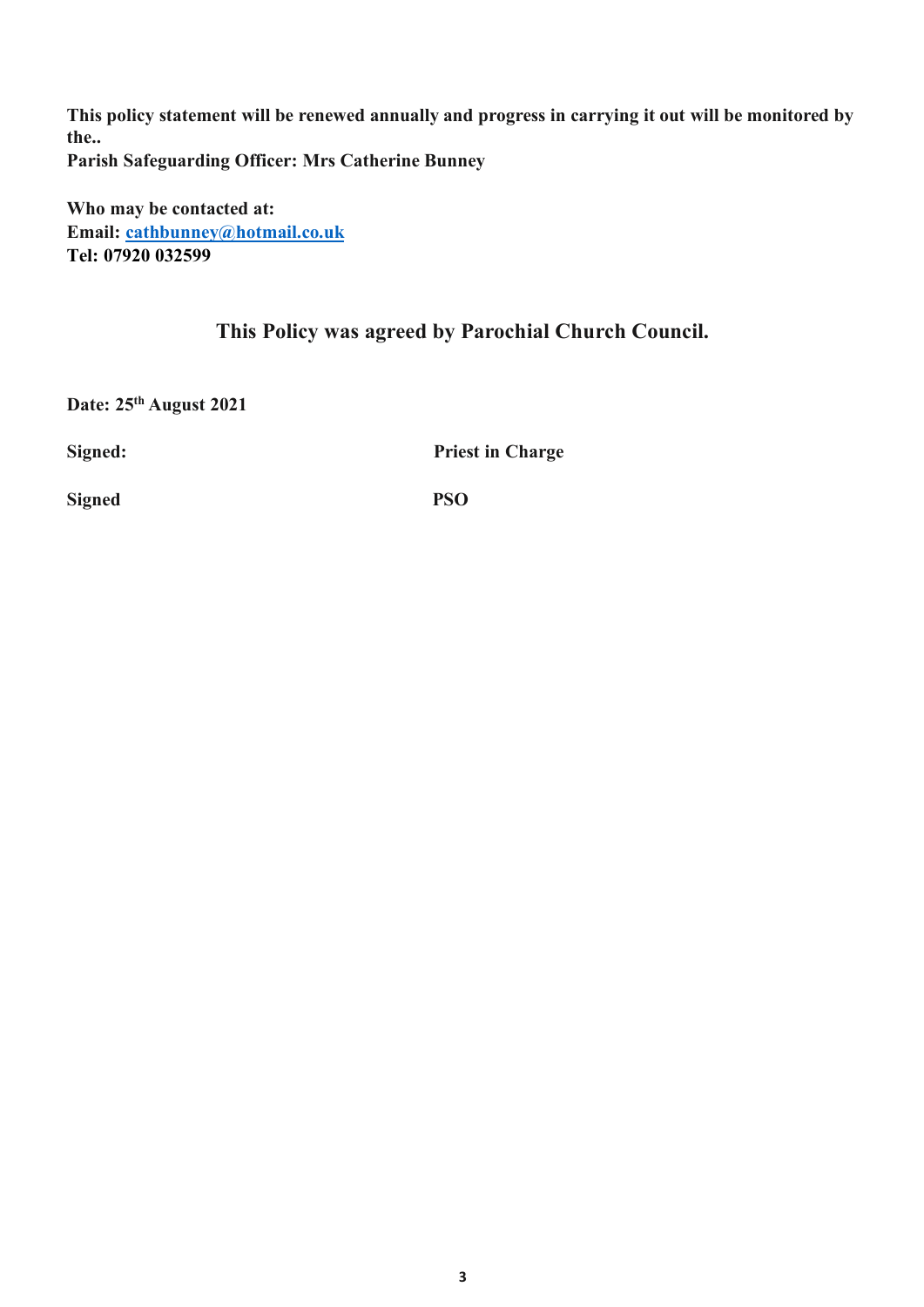**This policy statement will be renewed annually and progress in carrying it out will be monitored by the..**
**Parish Safeguarding Officer: Mrs Catherine Bunney**

**Who may be contacted at:**
**Email: cathbunney@hotmail.co.uk**
**Tel: 07920 032599**

## This Policy was agreed by Parochial Church Council.

**Date: 25th August 2021**

**Signed:** **Priest in Charge**

**Signed** **PSO**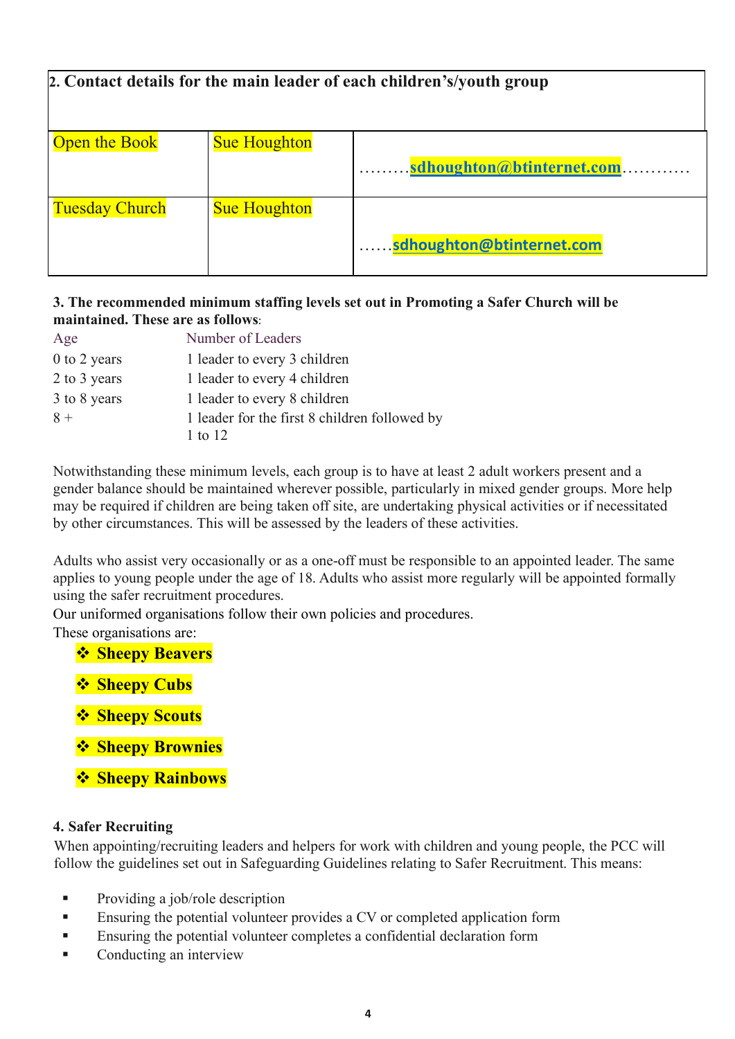| **2. Contact details for the main leader of each children's/youth group** | | |
|---|---|---|
| Open the Book | Sue Houghton | .........sdhoughton@btinternet.com............ |
| Tuesday Church | Sue Houghton | ......sdhoughton@btinternet.com |

**3. The recommended minimum staffing levels set out in Promoting a Safer Church will be maintained. These are as follows**:

| Age | Number of Leaders |
|---|---|
| 0 to 2 years | 1 leader to every 3 children |
| 2 to 3 years | 1 leader to every 4 children |
| 3 to 8 years | 1 leader to every 8 children |
| 8 + | 1 leader for the first 8 children followed by 1 to 12 |

Notwithstanding these minimum levels, each group is to have at least 2 adult workers present and a gender balance should be maintained wherever possible, particularly in mixed gender groups. More help may be required if children are being taken off site, are undertaking physical activities or if necessitated by other circumstances. This will be assessed by the leaders of these activities.

Adults who assist very occasionally or as a one-off must be responsible to an appointed leader. The same applies to young people under the age of 18. Adults who assist more regularly will be appointed formally using the safer recruitment procedures.
Our uniformed organisations follow their own policies and procedures.
These organisations are:

- **Sheepy Beavers**
- **Sheepy Cubs**
- **Sheepy Scouts**
- **Sheepy Brownies**
- **Sheepy Rainbows**

**4. Safer Recruiting**
When appointing/recruiting leaders and helpers for work with children and young people, the PCC will follow the guidelines set out in Safeguarding Guidelines relating to Safer Recruitment. This means:

- Providing a job/role description
- Ensuring the potential volunteer provides a CV or completed application form
- Ensuring the potential volunteer completes a confidential declaration form
- Conducting an interview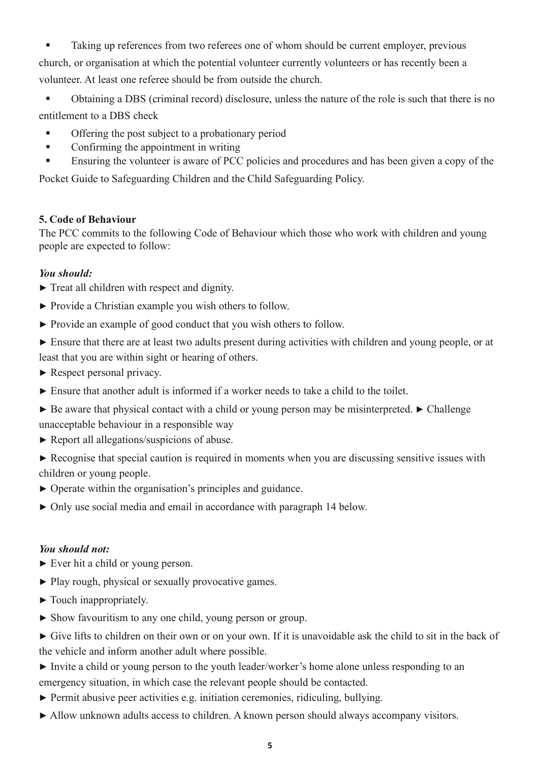- Taking up references from two referees one of whom should be current employer, previous church, or organisation at which the potential volunteer currently volunteers or has recently been a volunteer. At least one referee should be from outside the church.
- Obtaining a DBS (criminal record) disclosure, unless the nature of the role is such that there is no entitlement to a DBS check
- Offering the post subject to a probationary period
- Confirming the appointment in writing
- Ensuring the volunteer is aware of PCC policies and procedures and has been given a copy of the Pocket Guide to Safeguarding Children and the Child Safeguarding Policy.

**5. Code of Behaviour**

The PCC commits to the following Code of Behaviour which those who work with children and young people are expected to follow:

***You should:***

► Treat all children with respect and dignity.

► Provide a Christian example you wish others to follow.

► Provide an example of good conduct that you wish others to follow.

► Ensure that there are at least two adults present during activities with children and young people, or at least that you are within sight or hearing of others.

► Respect personal privacy.

► Ensure that another adult is informed if a worker needs to take a child to the toilet.

► Be aware that physical contact with a child or young person may be misinterpreted. ► Challenge unacceptable behaviour in a responsible way

► Report all allegations/suspicions of abuse.

► Recognise that special caution is required in moments when you are discussing sensitive issues with children or young people.

► Operate within the organisation's principles and guidance.

► Only use social media and email in accordance with paragraph 14 below.

***You should not:***

► Ever hit a child or young person.

► Play rough, physical or sexually provocative games.

► Touch inappropriately.

► Show favouritism to any one child, young person or group.

► Give lifts to children on their own or on your own. If it is unavoidable ask the child to sit in the back of the vehicle and inform another adult where possible.

► Invite a child or young person to the youth leader/worker's home alone unless responding to an emergency situation, in which case the relevant people should be contacted.

► Permit abusive peer activities e.g. initiation ceremonies, ridiculing, bullying.

► Allow unknown adults access to children. A known person should always accompany visitors.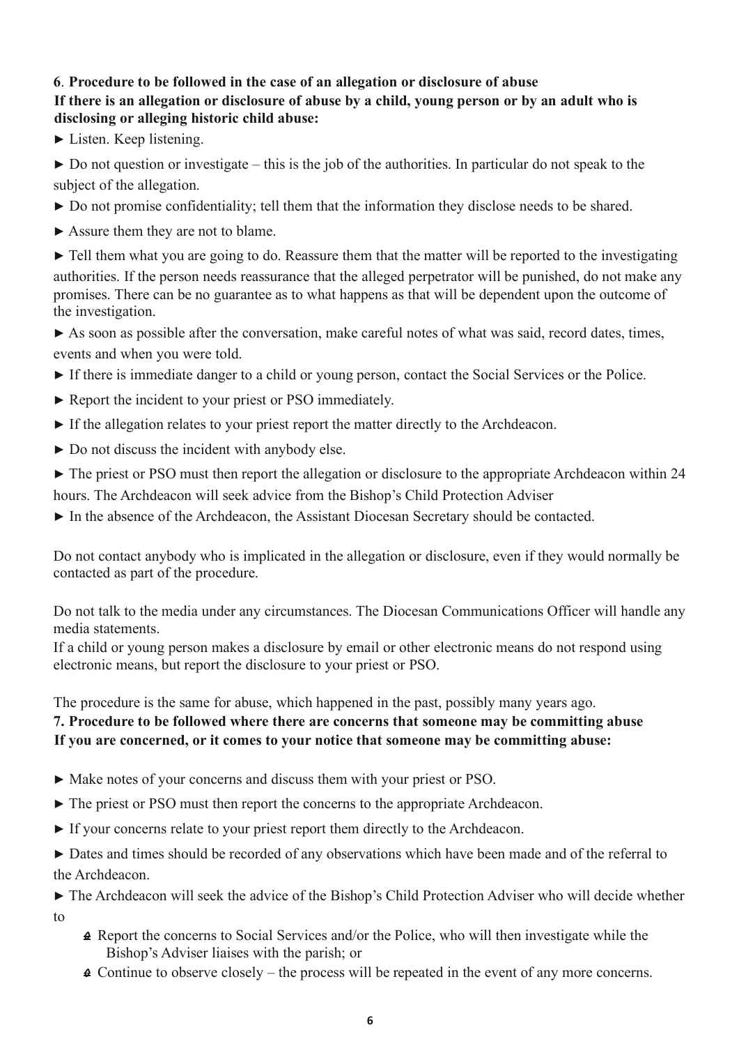**6**. **Procedure to be followed in the case of an allegation or disclosure of abuse**

**If there is an allegation or disclosure of abuse by a child, young person or by an adult who is disclosing or alleging historic child abuse:**

► Listen. Keep listening.

► Do not question or investigate – this is the job of the authorities. In particular do not speak to the subject of the allegation.

► Do not promise confidentiality; tell them that the information they disclose needs to be shared.

► Assure them they are not to blame.

► Tell them what you are going to do. Reassure them that the matter will be reported to the investigating authorities. If the person needs reassurance that the alleged perpetrator will be punished, do not make any promises. There can be no guarantee as to what happens as that will be dependent upon the outcome of the investigation.

► As soon as possible after the conversation, make careful notes of what was said, record dates, times, events and when you were told.

► If there is immediate danger to a child or young person, contact the Social Services or the Police.

► Report the incident to your priest or PSO immediately.

► If the allegation relates to your priest report the matter directly to the Archdeacon.

► Do not discuss the incident with anybody else.

► The priest or PSO must then report the allegation or disclosure to the appropriate Archdeacon within 24 hours. The Archdeacon will seek advice from the Bishop's Child Protection Adviser

► In the absence of the Archdeacon, the Assistant Diocesan Secretary should be contacted.

Do not contact anybody who is implicated in the allegation or disclosure, even if they would normally be contacted as part of the procedure.

Do not talk to the media under any circumstances. The Diocesan Communications Officer will handle any media statements.

If a child or young person makes a disclosure by email or other electronic means do not respond using electronic means, but report the disclosure to your priest or PSO.

The procedure is the same for abuse, which happened in the past, possibly many years ago.

**7. Procedure to be followed where there are concerns that someone may be committing abuse**

**If you are concerned, or it comes to your notice that someone may be committing abuse:**

► Make notes of your concerns and discuss them with your priest or PSO.

► The priest or PSO must then report the concerns to the appropriate Archdeacon.

► If your concerns relate to your priest report them directly to the Archdeacon.

► Dates and times should be recorded of any observations which have been made and of the referral to the Archdeacon.

► The Archdeacon will seek the advice of the Bishop's Child Protection Adviser who will decide whether to

- Report the concerns to Social Services and/or the Police, who will then investigate while the Bishop's Adviser liaises with the parish; or
- Continue to observe closely – the process will be repeated in the event of any more concerns.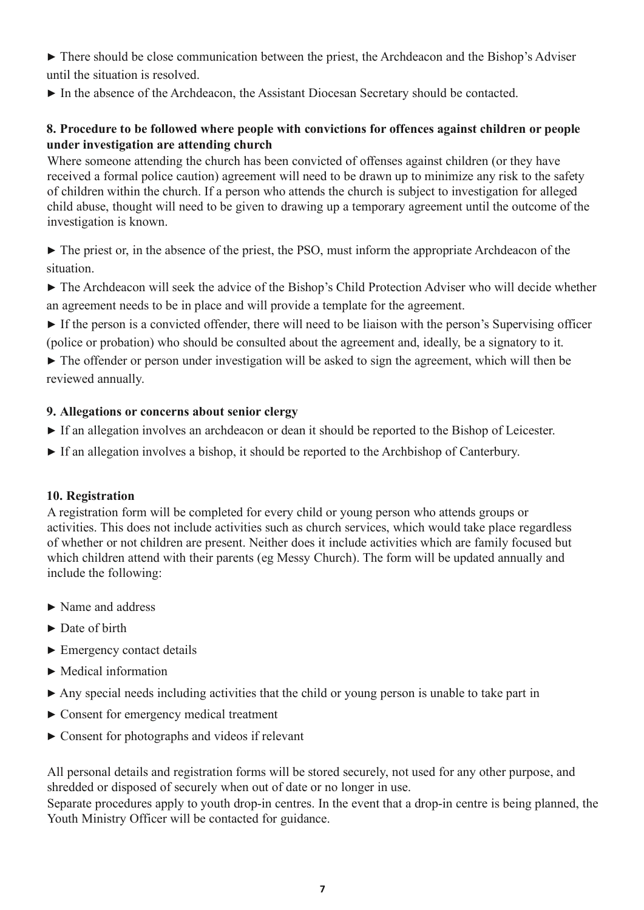► There should be close communication between the priest, the Archdeacon and the Bishop's Adviser until the situation is resolved.

► In the absence of the Archdeacon, the Assistant Diocesan Secretary should be contacted.

**8. Procedure to be followed where people with convictions for offences against children or people under investigation are attending church**

Where someone attending the church has been convicted of offenses against children (or they have received a formal police caution) agreement will need to be drawn up to minimize any risk to the safety of children within the church. If a person who attends the church is subject to investigation for alleged child abuse, thought will need to be given to drawing up a temporary agreement until the outcome of the investigation is known.

► The priest or, in the absence of the priest, the PSO, must inform the appropriate Archdeacon of the situation.

► The Archdeacon will seek the advice of the Bishop's Child Protection Adviser who will decide whether an agreement needs to be in place and will provide a template for the agreement.

► If the person is a convicted offender, there will need to be liaison with the person's Supervising officer (police or probation) who should be consulted about the agreement and, ideally, be a signatory to it.

► The offender or person under investigation will be asked to sign the agreement, which will then be reviewed annually.

**9. Allegations or concerns about senior clergy**

► If an allegation involves an archdeacon or dean it should be reported to the Bishop of Leicester.

► If an allegation involves a bishop, it should be reported to the Archbishop of Canterbury.

**10. Registration**

A registration form will be completed for every child or young person who attends groups or activities. This does not include activities such as church services, which would take place regardless of whether or not children are present. Neither does it include activities which are family focused but which children attend with their parents (eg Messy Church). The form will be updated annually and include the following:

► Name and address

► Date of birth

► Emergency contact details

► Medical information

► Any special needs including activities that the child or young person is unable to take part in

► Consent for emergency medical treatment

► Consent for photographs and videos if relevant

All personal details and registration forms will be stored securely, not used for any other purpose, and shredded or disposed of securely when out of date or no longer in use.

Separate procedures apply to youth drop-in centres. In the event that a drop-in centre is being planned, the Youth Ministry Officer will be contacted for guidance.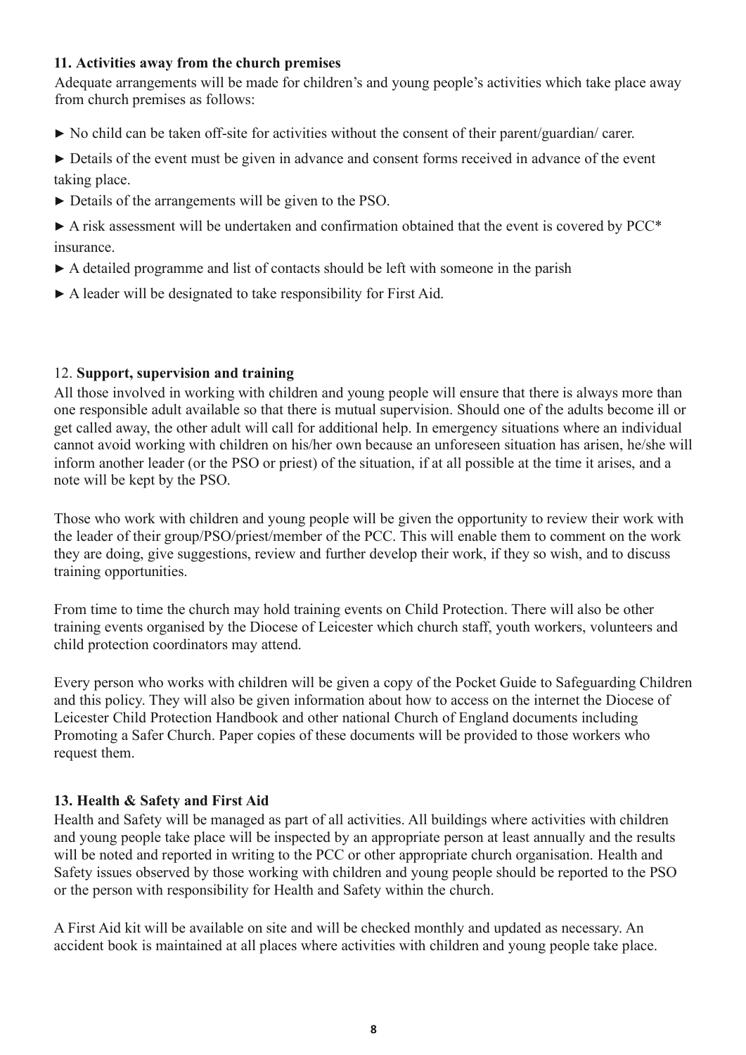**11. Activities away from the church premises**

Adequate arrangements will be made for children's and young people's activities which take place away from church premises as follows:

► No child can be taken off-site for activities without the consent of their parent/guardian/ carer.

► Details of the event must be given in advance and consent forms received in advance of the event taking place.

► Details of the arrangements will be given to the PSO.

► A risk assessment will be undertaken and confirmation obtained that the event is covered by PCC* insurance.

► A detailed programme and list of contacts should be left with someone in the parish

► A leader will be designated to take responsibility for First Aid.

12. **Support, supervision and training**

All those involved in working with children and young people will ensure that there is always more than one responsible adult available so that there is mutual supervision. Should one of the adults become ill or get called away, the other adult will call for additional help. In emergency situations where an individual cannot avoid working with children on his/her own because an unforeseen situation has arisen, he/she will inform another leader (or the PSO or priest) of the situation, if at all possible at the time it arises, and a note will be kept by the PSO.

Those who work with children and young people will be given the opportunity to review their work with the leader of their group/PSO/priest/member of the PCC. This will enable them to comment on the work they are doing, give suggestions, review and further develop their work, if they so wish, and to discuss training opportunities.

From time to time the church may hold training events on Child Protection. There will also be other training events organised by the Diocese of Leicester which church staff, youth workers, volunteers and child protection coordinators may attend.

Every person who works with children will be given a copy of the Pocket Guide to Safeguarding Children and this policy. They will also be given information about how to access on the internet the Diocese of Leicester Child Protection Handbook and other national Church of England documents including Promoting a Safer Church. Paper copies of these documents will be provided to those workers who request them.

**13. Health & Safety and First Aid**

Health and Safety will be managed as part of all activities. All buildings where activities with children and young people take place will be inspected by an appropriate person at least annually and the results will be noted and reported in writing to the PCC or other appropriate church organisation. Health and Safety issues observed by those working with children and young people should be reported to the PSO or the person with responsibility for Health and Safety within the church.

A First Aid kit will be available on site and will be checked monthly and updated as necessary. An accident book is maintained at all places where activities with children and young people take place.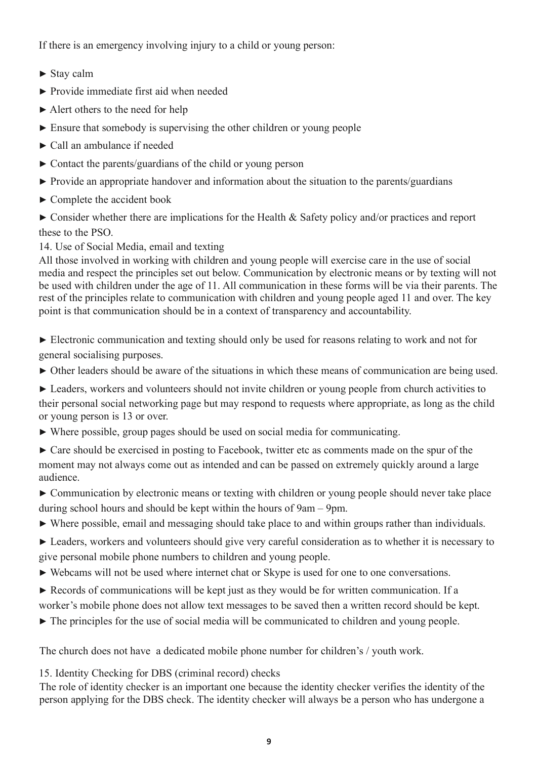If there is an emergency involving injury to a child or young person:

- ► Stay calm
- ► Provide immediate first aid when needed
- ► Alert others to the need for help
- ► Ensure that somebody is supervising the other children or young people
- ► Call an ambulance if needed
- ► Contact the parents/guardians of the child or young person
- ► Provide an appropriate handover and information about the situation to the parents/guardians
- ► Complete the accident book
- ► Consider whether there are implications for the Health & Safety policy and/or practices and report these to the PSO.

14. Use of Social Media, email and texting

All those involved in working with children and young people will exercise care in the use of social media and respect the principles set out below. Communication by electronic means or by texting will not be used with children under the age of 11. All communication in these forms will be via their parents. The rest of the principles relate to communication with children and young people aged 11 and over. The key point is that communication should be in a context of transparency and accountability.

- ► Electronic communication and texting should only be used for reasons relating to work and not for general socialising purposes.
- ► Other leaders should be aware of the situations in which these means of communication are being used.
- ► Leaders, workers and volunteers should not invite children or young people from church activities to their personal social networking page but may respond to requests where appropriate, as long as the child or young person is 13 or over.
- ► Where possible, group pages should be used on social media for communicating.
- ► Care should be exercised in posting to Facebook, twitter etc as comments made on the spur of the moment may not always come out as intended and can be passed on extremely quickly around a large audience.
- ► Communication by electronic means or texting with children or young people should never take place during school hours and should be kept within the hours of 9am – 9pm.
- ► Where possible, email and messaging should take place to and within groups rather than individuals.
- ► Leaders, workers and volunteers should give very careful consideration as to whether it is necessary to give personal mobile phone numbers to children and young people.
- ► Webcams will not be used where internet chat or Skype is used for one to one conversations.
- ► Records of communications will be kept just as they would be for written communication. If a worker's mobile phone does not allow text messages to be saved then a written record should be kept.
- ► The principles for the use of social media will be communicated to children and young people.

The church does not have a dedicated mobile phone number for children's / youth work.

15. Identity Checking for DBS (criminal record) checks

The role of identity checker is an important one because the identity checker verifies the identity of the person applying for the DBS check. The identity checker will always be a person who has undergone a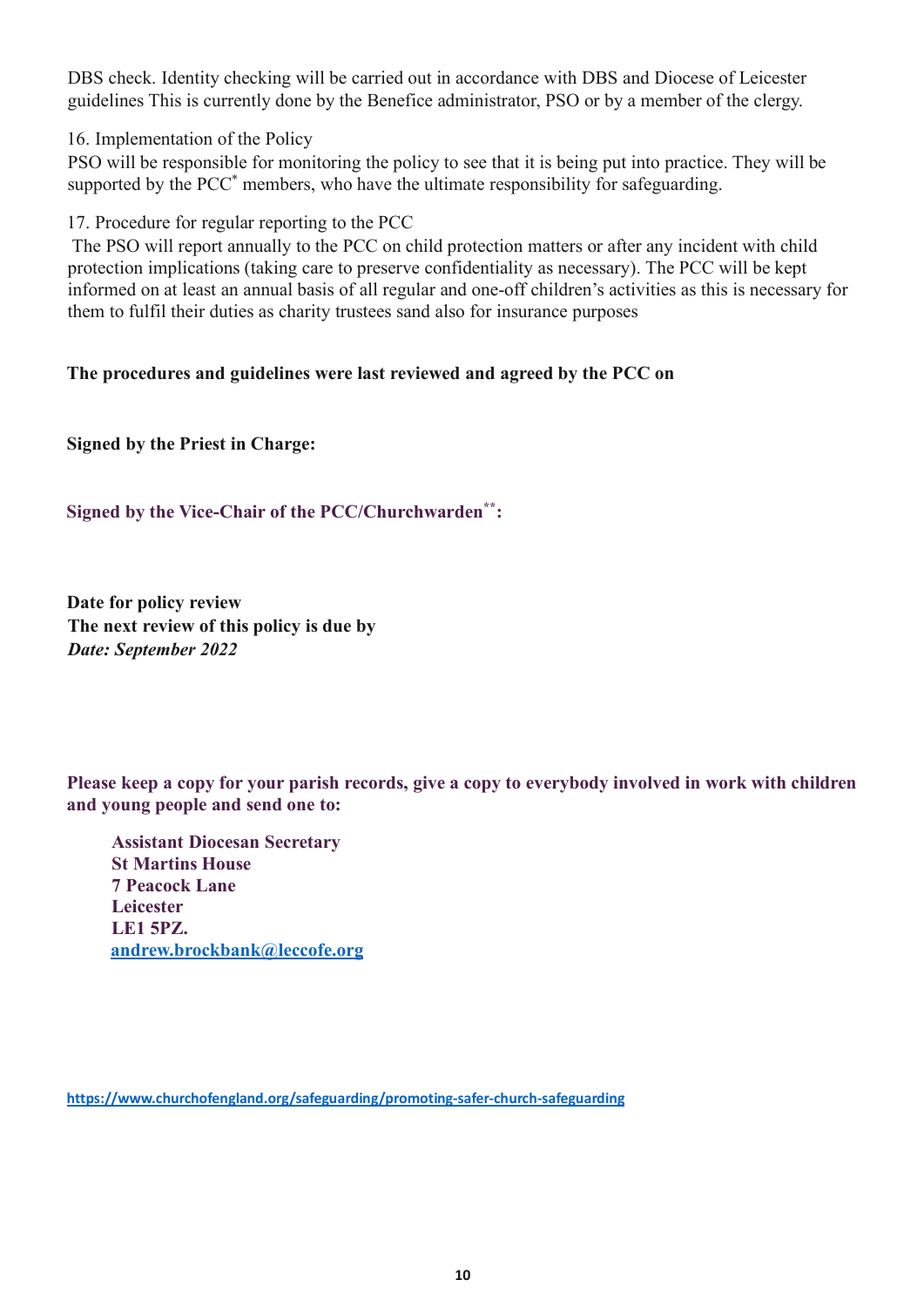DBS check. Identity checking will be carried out in accordance with DBS and Diocese of Leicester guidelines This is currently done by the Benefice administrator, PSO or by a member of the clergy.

16. Implementation of the Policy

PSO will be responsible for monitoring the policy to see that it is being put into practice. They will be supported by the PCC* members, who have the ultimate responsibility for safeguarding.

17. Procedure for regular reporting to the PCC

The PSO will report annually to the PCC on child protection matters or after any incident with child protection implications (taking care to preserve confidentiality as necessary). The PCC will be kept informed on at least an annual basis of all regular and one-off children's activities as this is necessary for them to fulfil their duties as charity trustees sand also for insurance purposes

**The procedures and guidelines were last reviewed and agreed by the PCC on**

**Signed by the Priest in Charge:**

**Signed by the Vice-Chair of the PCC/Churchwarden**:**

**Date for policy review**
**The next review of this policy is due by**
***Date: September 2022***

**Please keep a copy for your parish records, give a copy to everybody involved in work with children and young people and send one to:**

**Assistant Diocesan Secretary**
**St Martins House**
**7 Peacock Lane**
**Leicester**
**LE1 5PZ.**
**andrew.brockbank@leccofe.org**

https://www.churchofengland.org/safeguarding/promoting-safer-church-safeguarding